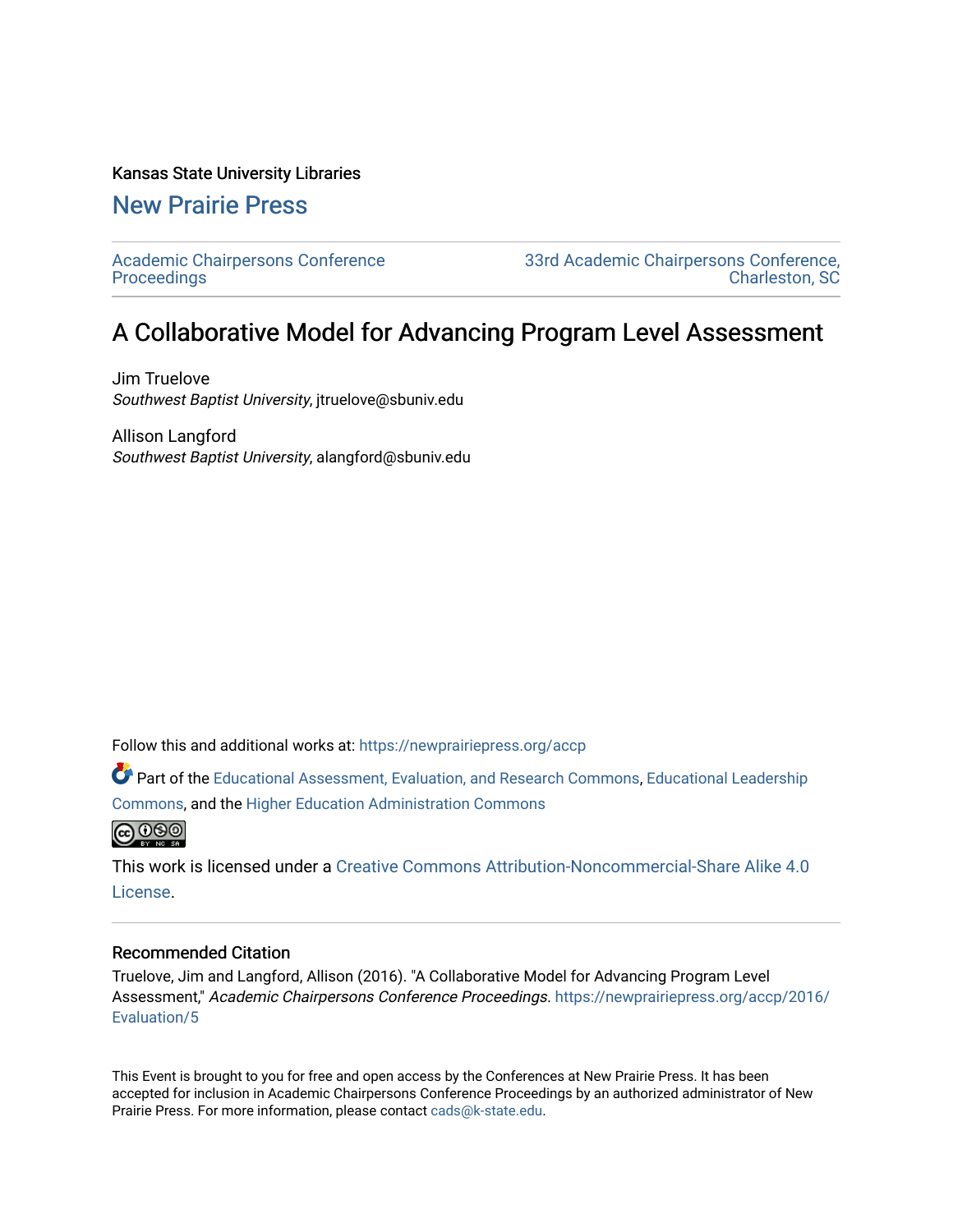Kansas State University Libraries

New Prairie Press

Academic Chairpersons Conference Proceedings

33rd Academic Chairpersons Conference, Charleston, SC

# A Collaborative Model for Advancing Program Level Assessment

Jim Truelove
*Southwest Baptist University*, jtruelove@sbuniv.edu

Allison Langford
*Southwest Baptist University*, alangford@sbuniv.edu

Follow this and additional works at: https://newprairiepress.org/accp

Part of the Educational Assessment, Evaluation, and Research Commons, Educational Leadership Commons, and the Higher Education Administration Commons

This work is licensed under a Creative Commons Attribution-Noncommercial-Share Alike 4.0 License.

## Recommended Citation

Truelove, Jim and Langford, Allison (2016). "A Collaborative Model for Advancing Program Level Assessment," *Academic Chairpersons Conference Proceedings*. https://newprairiepress.org/accp/2016/Evaluation/5

This Event is brought to you for free and open access by the Conferences at New Prairie Press. It has been accepted for inclusion in Academic Chairpersons Conference Proceedings by an authorized administrator of New Prairie Press. For more information, please contact cads@k-state.edu.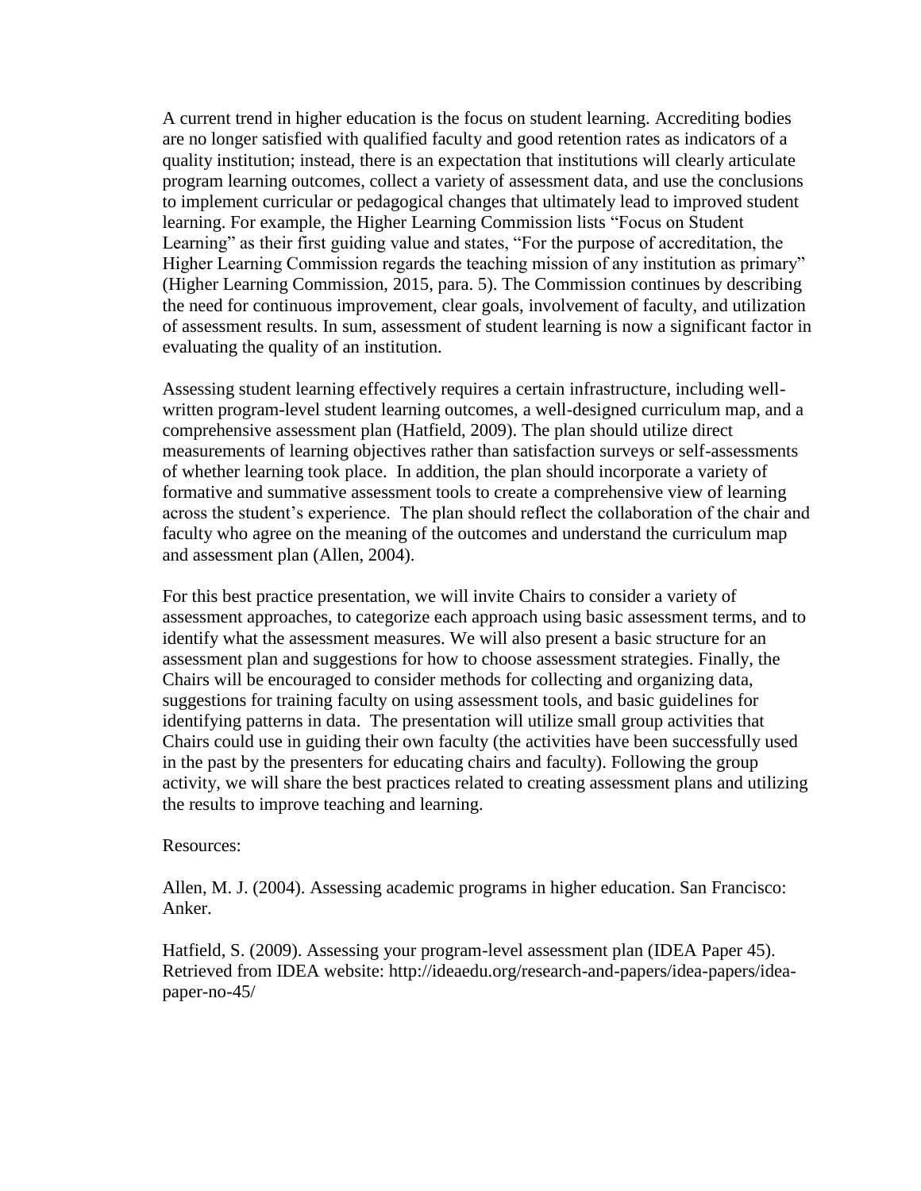A current trend in higher education is the focus on student learning. Accrediting bodies are no longer satisfied with qualified faculty and good retention rates as indicators of a quality institution; instead, there is an expectation that institutions will clearly articulate program learning outcomes, collect a variety of assessment data, and use the conclusions to implement curricular or pedagogical changes that ultimately lead to improved student learning. For example, the Higher Learning Commission lists "Focus on Student Learning" as their first guiding value and states, "For the purpose of accreditation, the Higher Learning Commission regards the teaching mission of any institution as primary" (Higher Learning Commission, 2015, para. 5). The Commission continues by describing the need for continuous improvement, clear goals, involvement of faculty, and utilization of assessment results. In sum, assessment of student learning is now a significant factor in evaluating the quality of an institution.

Assessing student learning effectively requires a certain infrastructure, including well-written program-level student learning outcomes, a well-designed curriculum map, and a comprehensive assessment plan (Hatfield, 2009). The plan should utilize direct measurements of learning objectives rather than satisfaction surveys or self-assessments of whether learning took place. In addition, the plan should incorporate a variety of formative and summative assessment tools to create a comprehensive view of learning across the student's experience. The plan should reflect the collaboration of the chair and faculty who agree on the meaning of the outcomes and understand the curriculum map and assessment plan (Allen, 2004).

For this best practice presentation, we will invite Chairs to consider a variety of assessment approaches, to categorize each approach using basic assessment terms, and to identify what the assessment measures. We will also present a basic structure for an assessment plan and suggestions for how to choose assessment strategies. Finally, the Chairs will be encouraged to consider methods for collecting and organizing data, suggestions for training faculty on using assessment tools, and basic guidelines for identifying patterns in data. The presentation will utilize small group activities that Chairs could use in guiding their own faculty (the activities have been successfully used in the past by the presenters for educating chairs and faculty). Following the group activity, we will share the best practices related to creating assessment plans and utilizing the results to improve teaching and learning.

Resources:

Allen, M. J. (2004). Assessing academic programs in higher education. San Francisco: Anker.

Hatfield, S. (2009). Assessing your program-level assessment plan (IDEA Paper 45). Retrieved from IDEA website: http://ideaedu.org/research-and-papers/idea-papers/idea-paper-no-45/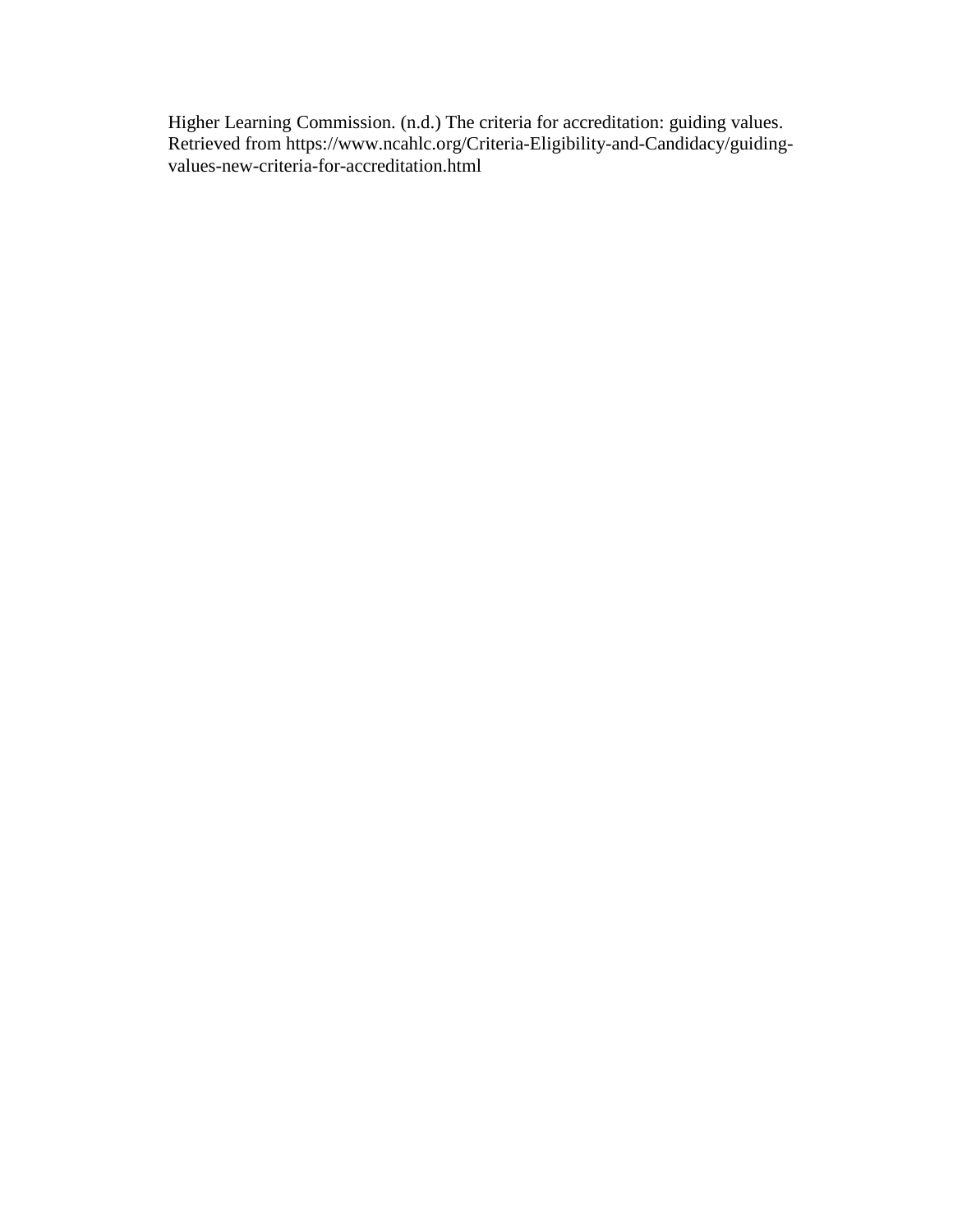Higher Learning Commission. (n.d.) The criteria for accreditation: guiding values. Retrieved from https://www.ncahlc.org/Criteria-Eligibility-and-Candidacy/guiding-values-new-criteria-for-accreditation.html